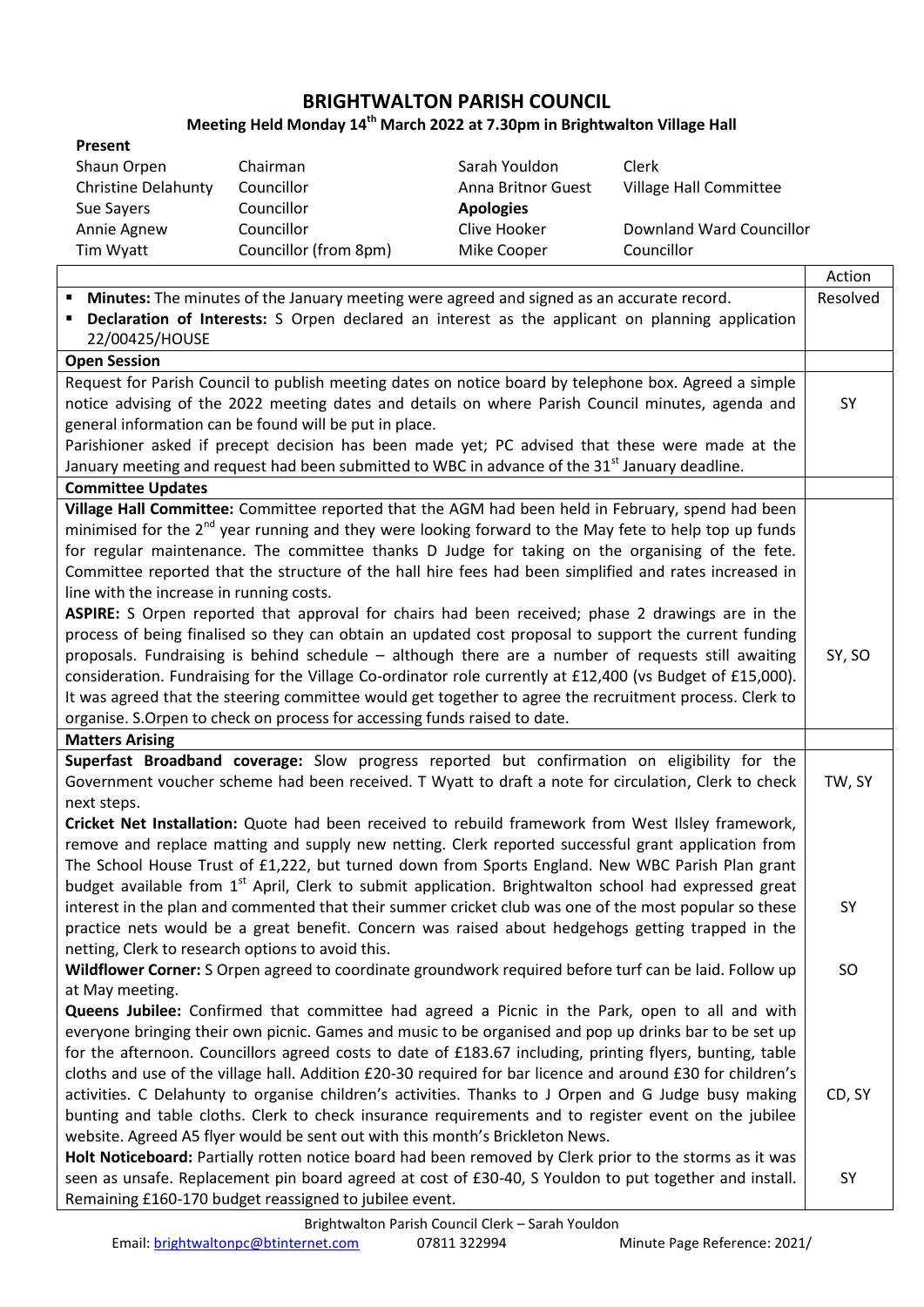# BRIGHTWALTON PARISH COUNCIL

## Meeting Held Monday 14th March 2022 at 7.30pm in Brightwalton Village Hall

| Present | | | |
|---|---|---|---|
| Shaun Orpen | Chairman | Sarah Youldon | Clerk |
| Christine Delahunty | Councillor | Anna Britnor Guest | Village Hall Committee |
| Sue Sayers | Councillor | **Apologies** | |
| Annie Agnew | Councillor | Clive Hooker | Downland Ward Councillor |
| Tim Wyatt | Councillor (from 8pm) | Mike Cooper | Councillor |

| | Action |
|---|---|
| ▪ **Minutes:** The minutes of the January meeting were agreed and signed as an accurate record.<br>▪ **Declaration of Interests:** S Orpen declared an interest as the applicant on planning application 22/00425/HOUSE | Resolved |
| **Open Session** | |
| Request for Parish Council to publish meeting dates on notice board by telephone box. Agreed a simple notice advising of the 2022 meeting dates and details on where Parish Council minutes, agenda and general information can be found will be put in place.<br>Parishioner asked if precept decision has been made yet; PC advised that these were made at the January meeting and request had been submitted to WBC in advance of the 31st January deadline. | SY |
| **Committee Updates** | |
| **Village Hall Committee:** Committee reported that the AGM had been held in February, spend had been minimised for the 2nd year running and they were looking forward to the May fete to help top up funds for regular maintenance. The committee thanks D Judge for taking on the organising of the fete. Committee reported that the structure of the hall hire fees had been simplified and rates increased in line with the increase in running costs.<br>**ASPIRE:** S Orpen reported that approval for chairs had been received; phase 2 drawings are in the process of being finalised so they can obtain an updated cost proposal to support the current funding proposals. Fundraising is behind schedule – although there are a number of requests still awaiting consideration. Fundraising for the Village Co-ordinator role currently at £12,400 (vs Budget of £15,000). It was agreed that the steering committee would get together to agree the recruitment process. Clerk to organise. S.Orpen to check on process for accessing funds raised to date. | SY, SO |
| **Matters Arising** | |
| **Superfast Broadband coverage:** Slow progress reported but confirmation on eligibility for the Government voucher scheme had been received. T Wyatt to draft a note for circulation, Clerk to check next steps. | TW, SY |
| **Cricket Net Installation:** Quote had been received to rebuild framework from West Ilsley framework, remove and replace matting and supply new netting. Clerk reported successful grant application from The School House Trust of £1,222, but turned down from Sports England. New WBC Parish Plan grant budget available from 1st April, Clerk to submit application. Brightwalton school had expressed great interest in the plan and commented that their summer cricket club was one of the most popular so these practice nets would be a great benefit. Concern was raised about hedgehogs getting trapped in the netting, Clerk to research options to avoid this. | SY |
| **Wildflower Corner:** S Orpen agreed to coordinate groundwork required before turf can be laid. Follow up at May meeting. | SO |
| **Queens Jubilee:** Confirmed that committee had agreed a Picnic in the Park, open to all and with everyone bringing their own picnic. Games and music to be organised and pop up drinks bar to be set up for the afternoon. Councillors agreed costs to date of £183.67 including, printing flyers, bunting, table cloths and use of the village hall. Addition £20-30 required for bar licence and around £30 for children's activities. C Delahunty to organise children's activities. Thanks to J Orpen and G Judge busy making bunting and table cloths. Clerk to check insurance requirements and to register event on the jubilee website. Agreed A5 flyer would be sent out with this month's Brickleton News. | CD, SY |
| **Holt Noticeboard:** Partially rotten notice board had been removed by Clerk prior to the storms as it was seen as unsafe. Replacement pin board agreed at cost of £30-40, S Youldon to put together and install. Remaining £160-170 budget reassigned to jubilee event. | SY |

Brightwalton Parish Council Clerk – Sarah Youldon
Email: brightwaltonpc@btinternet.com 07811 322994 Minute Page Reference: 2021/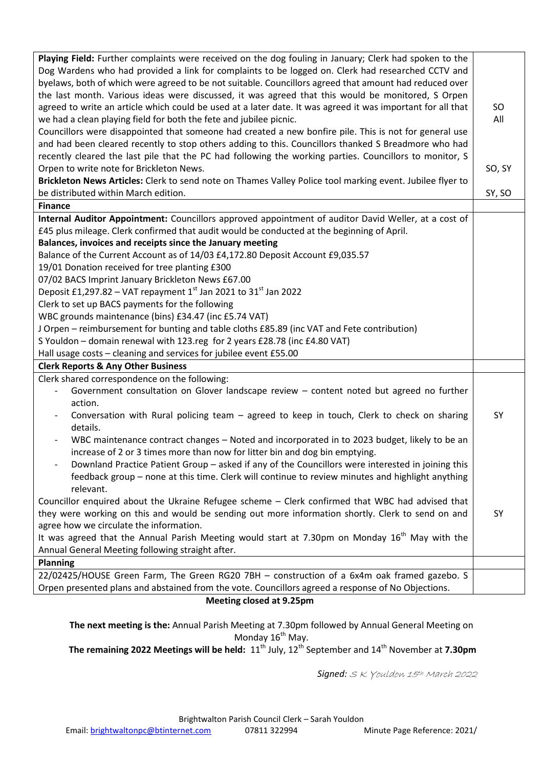| | |
|---|---|
| **Playing Field:** Further complaints were received on the dog fouling in January; Clerk had spoken to the Dog Wardens who had provided a link for complaints to be logged on. Clerk had researched CCTV and byelaws, both of which were agreed to be not suitable. Councillors agreed that amount had reduced over the last month. Various ideas were discussed, it was agreed that this would be monitored, S Orpen agreed to write an article which could be used at a later date. It was agreed it was important for all that we had a clean playing field for both the fete and jubilee picnic.<br>Councillors were disappointed that someone had created a new bonfire pile. This is not for general use and had been cleared recently to stop others adding to this. Councillors thanked S Breadmore who had recently cleared the last pile that the PC had following the working parties. Councillors to monitor, S Orpen to write note for Brickleton News. | SO<br>All<br><br><br>SO, SY |
| **Brickleton News Articles:** Clerk to send note on Thames Valley Police tool marking event. Jubilee flyer to be distributed within March edition. | SY, SO |
| **Finance** | |
| **Internal Auditor Appointment:** Councillors approved appointment of auditor David Weller, at a cost of £45 plus mileage. Clerk confirmed that audit would be conducted at the beginning of April.<br>**Balances, invoices and receipts since the January meeting**<br>Balance of the Current Account as of 14/03 £4,172.80 Deposit Account £9,035.57<br>19/01 Donation received for tree planting £300<br>07/02 BACS Imprint January Brickleton News £67.00<br>Deposit £1,297.82 – VAT repayment 1st Jan 2021 to 31st Jan 2022<br>Clerk to set up BACS payments for the following<br>WBC grounds maintenance (bins) £34.47 (inc £5.74 VAT)<br>J Orpen – reimbursement for bunting and table cloths £85.89 (inc VAT and Fete contribution)<br>S Youldon – domain renewal with 123.reg for 2 years £28.78 (inc £4.80 VAT)<br>Hall usage costs – cleaning and services for jubilee event £55.00 | |
| **Clerk Reports & Any Other Business** | |
| Clerk shared correspondence on the following:<br>- Government consultation on Glover landscape review – content noted but agreed no further action.<br>- Conversation with Rural policing team – agreed to keep in touch, Clerk to check on sharing details.<br>- WBC maintenance contract changes – Noted and incorporated in to 2023 budget, likely to be an increase of 2 or 3 times more than now for litter bin and dog bin emptying.<br>- Downland Practice Patient Group – asked if any of the Councillors were interested in joining this feedback group – none at this time. Clerk will continue to review minutes and highlight anything relevant.<br>Councillor enquired about the Ukraine Refugee scheme – Clerk confirmed that WBC had advised that they were working on this and would be sending out more information shortly. Clerk to send on and agree how we circulate the information.<br>It was agreed that the Annual Parish Meeting would start at 7.30pm on Monday 16th May with the Annual General Meeting following straight after. | <br><br>SY<br><br><br><br><br>SY |
| **Planning** | |
| 22/02425/HOUSE Green Farm, The Green RG20 7BH – construction of a 6x4m oak framed gazebo. S Orpen presented plans and abstained from the vote. Councillors agreed a response of No Objections. | |

**Meeting closed at 9.25pm**

**The next meeting is the:** Annual Parish Meeting at 7.30pm followed by Annual General Meeting on Monday 16th May.

**The remaining 2022 Meetings will be held:** 11th July, 12th September and 14th November at **7.30pm**

***Signed:*** *S K Youldon 15th March 2022*

Brightwalton Parish Council Clerk – Sarah Youldon
Email: brightwaltonpc@btinternet.com 07811 322994 Minute Page Reference: 2021/